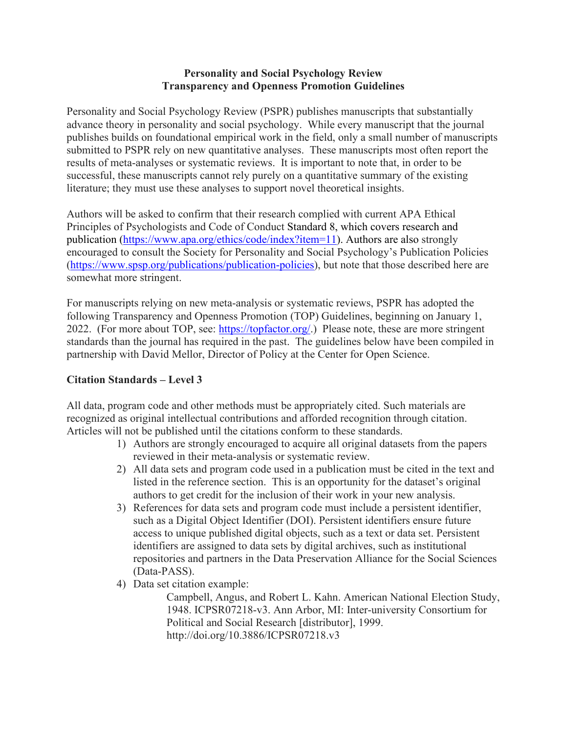**Personality and Social Psychology Review**
**Transparency and Openness Promotion Guidelines**

Personality and Social Psychology Review (PSPR) publishes manuscripts that substantially advance theory in personality and social psychology. While every manuscript that the journal publishes builds on foundational empirical work in the field, only a small number of manuscripts submitted to PSPR rely on new quantitative analyses. These manuscripts most often report the results of meta-analyses or systematic reviews. It is important to note that, in order to be successful, these manuscripts cannot rely purely on a quantitative summary of the existing literature; they must use these analyses to support novel theoretical insights.

Authors will be asked to confirm that their research complied with current APA Ethical Principles of Psychologists and Code of Conduct Standard 8, which covers research and publication (https://www.apa.org/ethics/code/index?item=11). Authors are also strongly encouraged to consult the Society for Personality and Social Psychology's Publication Policies (https://www.spsp.org/publications/publication-policies), but note that those described here are somewhat more stringent.

For manuscripts relying on new meta-analysis or systematic reviews, PSPR has adopted the following Transparency and Openness Promotion (TOP) Guidelines, beginning on January 1, 2022. (For more about TOP, see: https://topfactor.org/.) Please note, these are more stringent standards than the journal has required in the past. The guidelines below have been compiled in partnership with David Mellor, Director of Policy at the Center for Open Science.

**Citation Standards – Level 3**

All data, program code and other methods must be appropriately cited. Such materials are recognized as original intellectual contributions and afforded recognition through citation. Articles will not be published until the citations conform to these standards.

1) Authors are strongly encouraged to acquire all original datasets from the papers reviewed in their meta-analysis or systematic review.
2) All data sets and program code used in a publication must be cited in the text and listed in the reference section. This is an opportunity for the dataset's original authors to get credit for the inclusion of their work in your new analysis.
3) References for data sets and program code must include a persistent identifier, such as a Digital Object Identifier (DOI). Persistent identifiers ensure future access to unique published digital objects, such as a text or data set. Persistent identifiers are assigned to data sets by digital archives, such as institutional repositories and partners in the Data Preservation Alliance for the Social Sciences (Data-PASS).
4) Data set citation example:

    Campbell, Angus, and Robert L. Kahn. American National Election Study, 1948. ICPSR07218-v3. Ann Arbor, MI: Inter-university Consortium for Political and Social Research [distributor], 1999. http://doi.org/10.3886/ICPSR07218.v3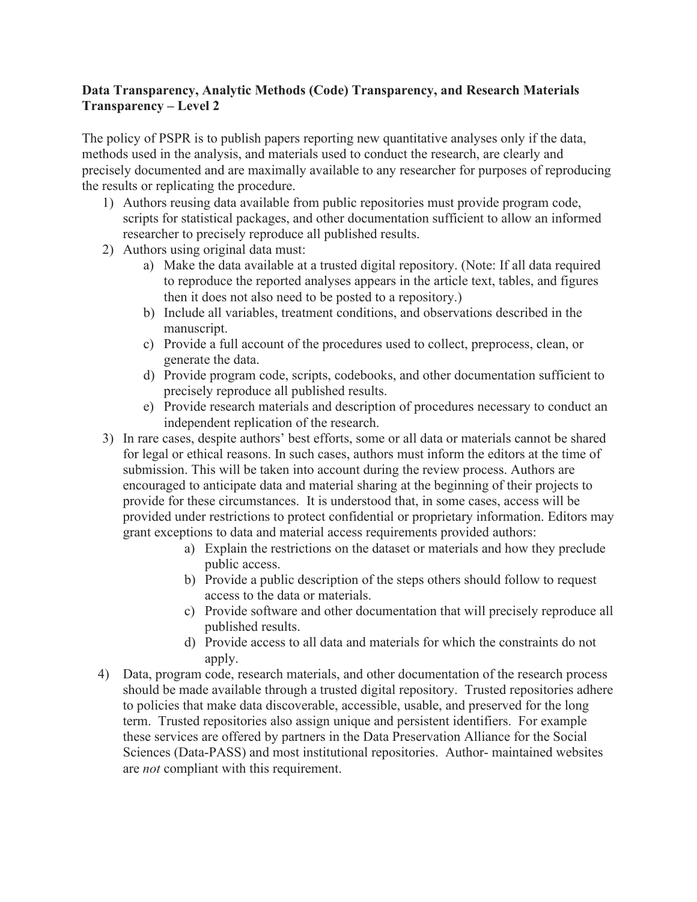**Data Transparency, Analytic Methods (Code) Transparency, and Research Materials Transparency – Level 2**

The policy of PSPR is to publish papers reporting new quantitative analyses only if the data, methods used in the analysis, and materials used to conduct the research, are clearly and precisely documented and are maximally available to any researcher for purposes of reproducing the results or replicating the procedure.

1) Authors reusing data available from public repositories must provide program code, scripts for statistical packages, and other documentation sufficient to allow an informed researcher to precisely reproduce all published results.
2) Authors using original data must:
    a) Make the data available at a trusted digital repository. (Note: If all data required to reproduce the reported analyses appears in the article text, tables, and figures then it does not also need to be posted to a repository.)
    b) Include all variables, treatment conditions, and observations described in the manuscript.
    c) Provide a full account of the procedures used to collect, preprocess, clean, or generate the data.
    d) Provide program code, scripts, codebooks, and other documentation sufficient to precisely reproduce all published results.
    e) Provide research materials and description of procedures necessary to conduct an independent replication of the research.
3) In rare cases, despite authors' best efforts, some or all data or materials cannot be shared for legal or ethical reasons. In such cases, authors must inform the editors at the time of submission. This will be taken into account during the review process. Authors are encouraged to anticipate data and material sharing at the beginning of their projects to provide for these circumstances. It is understood that, in some cases, access will be provided under restrictions to protect confidential or proprietary information. Editors may grant exceptions to data and material access requirements provided authors:
    a) Explain the restrictions on the dataset or materials and how they preclude public access.
    b) Provide a public description of the steps others should follow to request access to the data or materials.
    c) Provide software and other documentation that will precisely reproduce all published results.
    d) Provide access to all data and materials for which the constraints do not apply.
4) Data, program code, research materials, and other documentation of the research process should be made available through a trusted digital repository. Trusted repositories adhere to policies that make data discoverable, accessible, usable, and preserved for the long term. Trusted repositories also assign unique and persistent identifiers. For example these services are offered by partners in the Data Preservation Alliance for the Social Sciences (Data-PASS) and most institutional repositories. Author- maintained websites are *not* compliant with this requirement.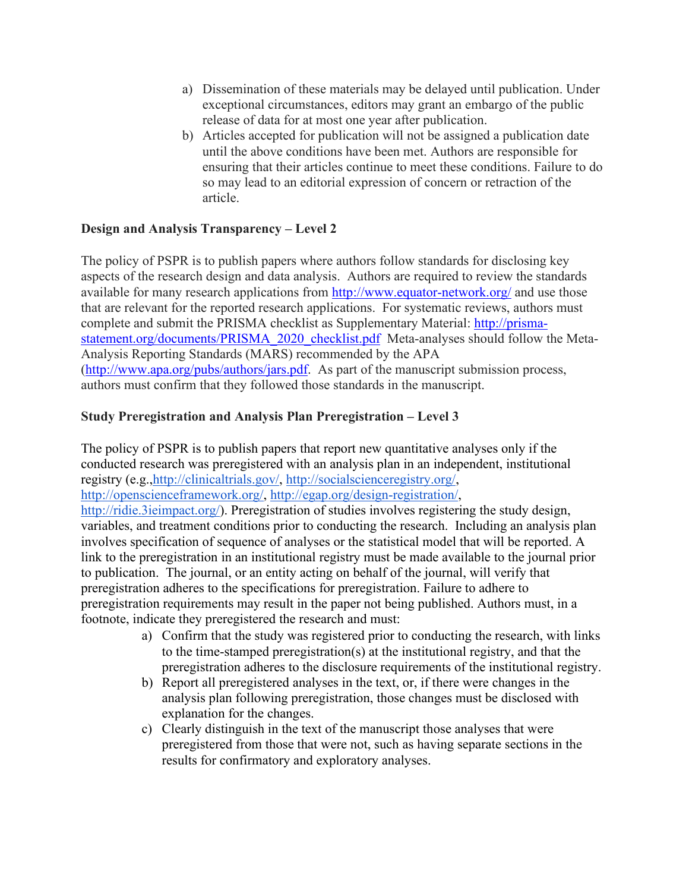a) Dissemination of these materials may be delayed until publication. Under exceptional circumstances, editors may grant an embargo of the public release of data for at most one year after publication.
b) Articles accepted for publication will not be assigned a publication date until the above conditions have been met. Authors are responsible for ensuring that their articles continue to meet these conditions. Failure to do so may lead to an editorial expression of concern or retraction of the article.

**Design and Analysis Transparency – Level 2**

The policy of PSPR is to publish papers where authors follow standards for disclosing key aspects of the research design and data analysis. Authors are required to review the standards available for many research applications from http://www.equator-network.org/ and use those that are relevant for the reported research applications. For systematic reviews, authors must complete and submit the PRISMA checklist as Supplementary Material: http://prisma-statement.org/documents/PRISMA_2020_checklist.pdf Meta-analyses should follow the Meta-Analysis Reporting Standards (MARS) recommended by the APA (http://www.apa.org/pubs/authors/jars.pdf. As part of the manuscript submission process, authors must confirm that they followed those standards in the manuscript.

**Study Preregistration and Analysis Plan Preregistration – Level 3**

The policy of PSPR is to publish papers that report new quantitative analyses only if the conducted research was preregistered with an analysis plan in an independent, institutional registry (e.g.,http://clinicaltrials.gov/, http://socialscienceregistry.org/, http://opensciencefamework.org/, http://egap.org/design-registration/, http://ridie.3ieimpact.org/). Preregistration of studies involves registering the study design, variables, and treatment conditions prior to conducting the research. Including an analysis plan involves specification of sequence of analyses or the statistical model that will be reported. A link to the preregistration in an institutional registry must be made available to the journal prior to publication. The journal, or an entity acting on behalf of the journal, will verify that preregistration adheres to the specifications for preregistration. Failure to adhere to preregistration requirements may result in the paper not being published. Authors must, in a footnote, indicate they preregistered the research and must:

a) Confirm that the study was registered prior to conducting the research, with links to the time-stamped preregistration(s) at the institutional registry, and that the preregistration adheres to the disclosure requirements of the institutional registry.
b) Report all preregistered analyses in the text, or, if there were changes in the analysis plan following preregistration, those changes must be disclosed with explanation for the changes.
c) Clearly distinguish in the text of the manuscript those analyses that were preregistered from those that were not, such as having separate sections in the results for confirmatory and exploratory analyses.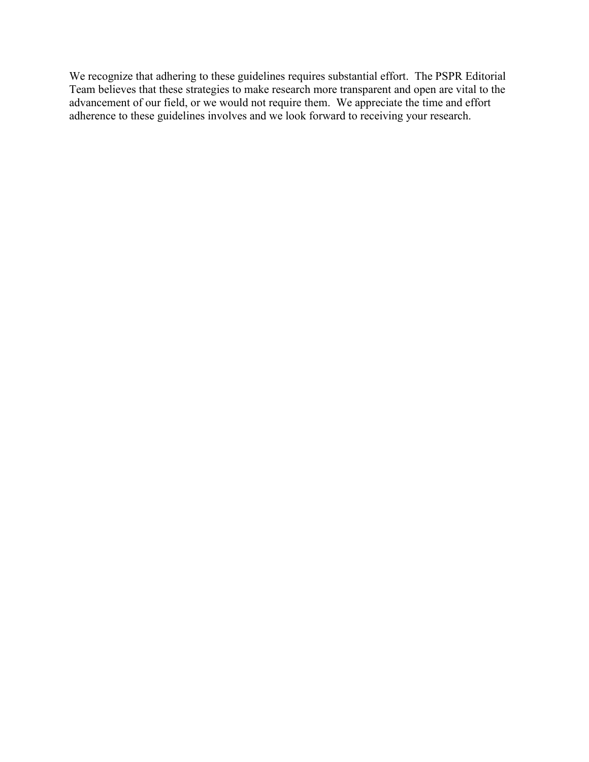We recognize that adhering to these guidelines requires substantial effort. The PSPR Editorial Team believes that these strategies to make research more transparent and open are vital to the advancement of our field, or we would not require them. We appreciate the time and effort adherence to these guidelines involves and we look forward to receiving your research.